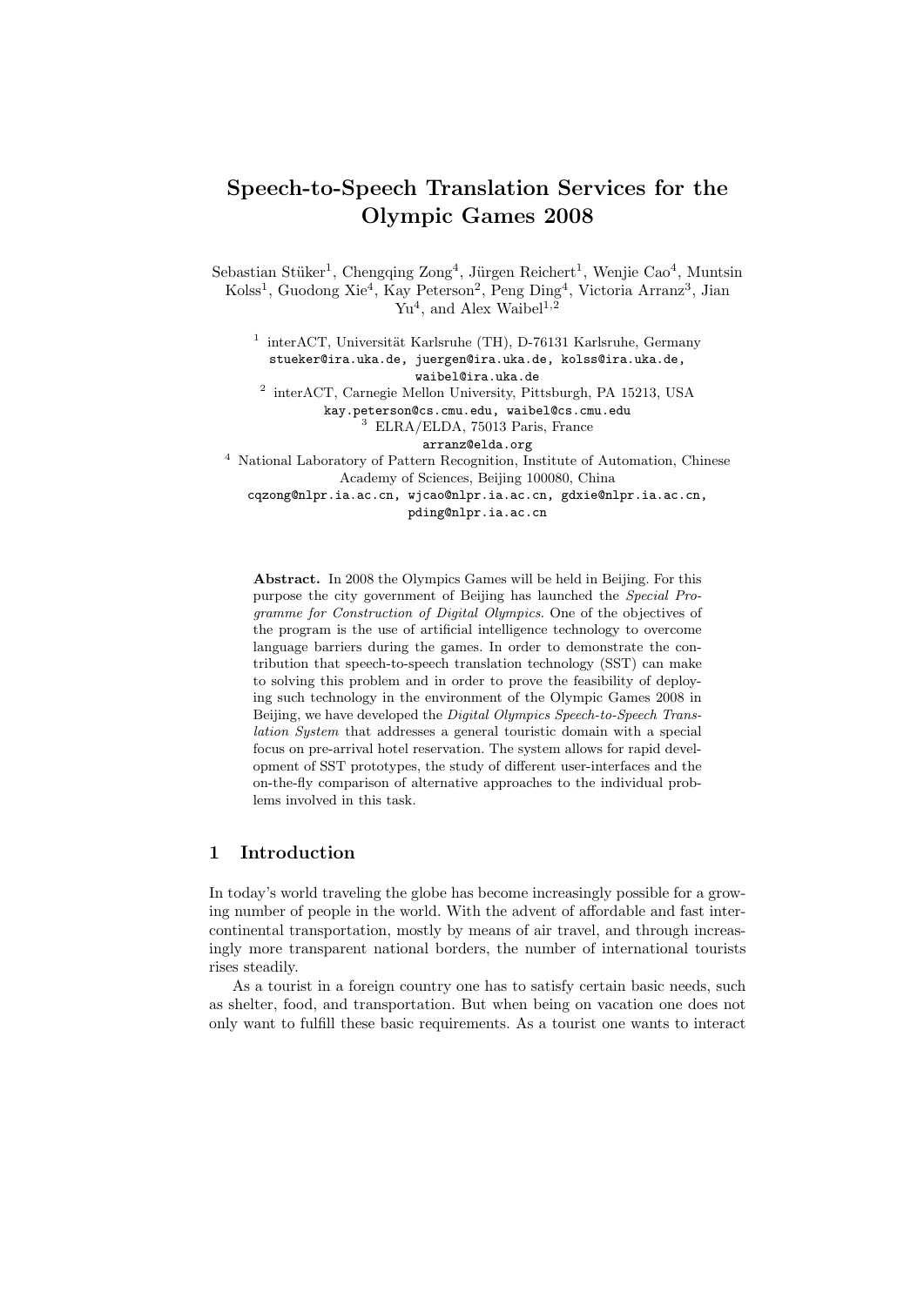# Speech-to-Speech Translation Services for the Olympic Games 2008

Sebastian Stüker[1], Chengqing Zong[4], Jürgen Reichert[1], Wenjie Cao[4], Muntsin Kolss[1], Guodong Xie[4], Kay Peterson[2], Peng Ding[4], Victoria Arranz[3], Jian Yu[4], and Alex Waibel[1,2]

[1] interACT, Universität Karlsruhe (TH), D-76131 Karlsruhe, Germany
stueker@ira.uka.de, juergen@ira.uka.de, kolss@ira.uka.de, waibel@ira.uka.de

[2] interACT, Carnegie Mellon University, Pittsburgh, PA 15213, USA
kay.peterson@cs.cmu.edu, waibel@cs.cmu.edu

[3] ELRA/ELDA, 75013 Paris, France
arranz@elda.org

[4] National Laboratory of Pattern Recognition, Institute of Automation, Chinese Academy of Sciences, Beijing 100080, China
cqzong@nlpr.ia.ac.cn, wjcao@nlpr.ia.ac.cn, gdxie@nlpr.ia.ac.cn, pding@nlpr.ia.ac.cn

**Abstract.** In 2008 the Olympics Games will be held in Beijing. For this purpose the city government of Beijing has launched the *Special Programme for Construction of Digital Olympics*. One of the objectives of the program is the use of artificial intelligence technology to overcome language barriers during the games. In order to demonstrate the contribution that speech-to-speech translation technology (SST) can make to solving this problem and in order to prove the feasibility of deploying such technology in the environment of the Olympic Games 2008 in Beijing, we have developed the *Digital Olympics Speech-to-Speech Translation System* that addresses a general touristic domain with a special focus on pre-arrival hotel reservation. The system allows for rapid development of SST prototypes, the study of different user-interfaces and the on-the-fly comparison of alternative approaches to the individual problems involved in this task.

## 1 Introduction

In today's world traveling the globe has become increasingly possible for a growing number of people in the world. With the advent of affordable and fast intercontinental transportation, mostly by means of air travel, and through increasingly more transparent national borders, the number of international tourists rises steadily.

As a tourist in a foreign country one has to satisfy certain basic needs, such as shelter, food, and transportation. But when being on vacation one does not only want to fulfill these basic requirements. As a tourist one wants to interact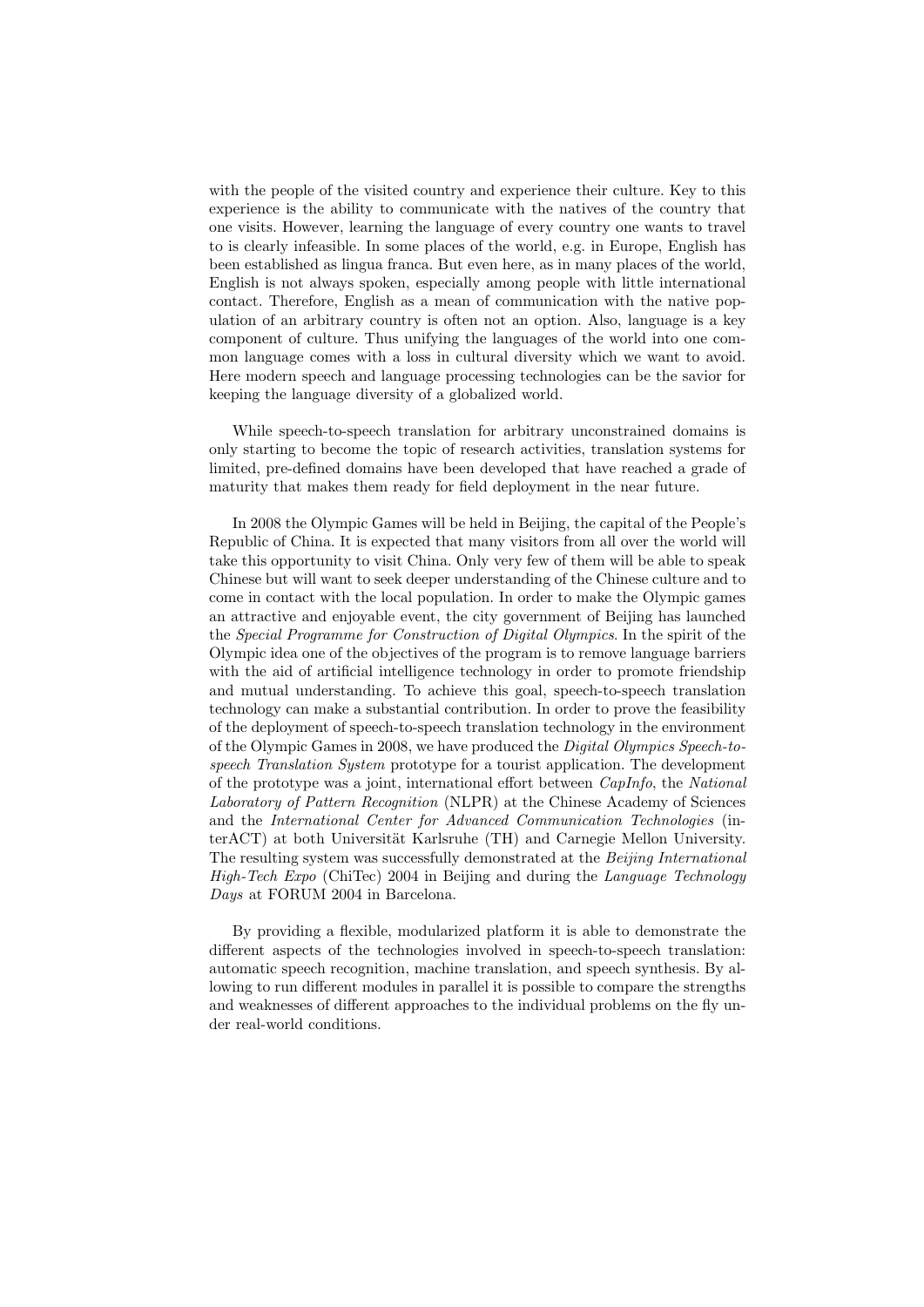with the people of the visited country and experience their culture. Key to this experience is the ability to communicate with the natives of the country that one visits. However, learning the language of every country one wants to travel to is clearly infeasible. In some places of the world, e.g. in Europe, English has been established as lingua franca. But even here, as in many places of the world, English is not always spoken, especially among people with little international contact. Therefore, English as a mean of communication with the native population of an arbitrary country is often not an option. Also, language is a key component of culture. Thus unifying the languages of the world into one common language comes with a loss in cultural diversity which we want to avoid. Here modern speech and language processing technologies can be the savior for keeping the language diversity of a globalized world.

While speech-to-speech translation for arbitrary unconstrained domains is only starting to become the topic of research activities, translation systems for limited, pre-defined domains have been developed that have reached a grade of maturity that makes them ready for field deployment in the near future.

In 2008 the Olympic Games will be held in Beijing, the capital of the People's Republic of China. It is expected that many visitors from all over the world will take this opportunity to visit China. Only very few of them will be able to speak Chinese but will want to seek deeper understanding of the Chinese culture and to come in contact with the local population. In order to make the Olympic games an attractive and enjoyable event, the city government of Beijing has launched the *Special Programme for Construction of Digital Olympics*. In the spirit of the Olympic idea one of the objectives of the program is to remove language barriers with the aid of artificial intelligence technology in order to promote friendship and mutual understanding. To achieve this goal, speech-to-speech translation technology can make a substantial contribution. In order to prove the feasibility of the deployment of speech-to-speech translation technology in the environment of the Olympic Games in 2008, we have produced the *Digital Olympics Speech-to-speech Translation System* prototype for a tourist application. The development of the prototype was a joint, international effort between *CapInfo*, the *National Laboratory of Pattern Recognition* (NLPR) at the Chinese Academy of Sciences and the *International Center for Advanced Communication Technologies* (interACT) at both Universität Karlsruhe (TH) and Carnegie Mellon University. The resulting system was successfully demonstrated at the *Beijing International High-Tech Expo* (ChiTec) 2004 in Beijing and during the *Language Technology Days* at FORUM 2004 in Barcelona.

By providing a flexible, modularized platform it is able to demonstrate the different aspects of the technologies involved in speech-to-speech translation: automatic speech recognition, machine translation, and speech synthesis. By allowing to run different modules in parallel it is possible to compare the strengths and weaknesses of different approaches to the individual problems on the fly under real-world conditions.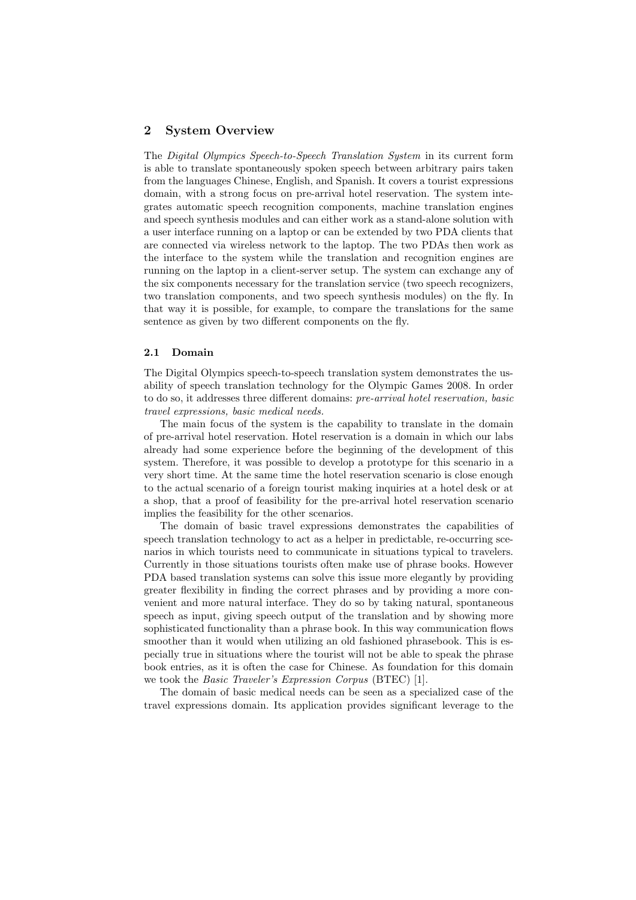## 2 System Overview

The *Digital Olympics Speech-to-Speech Translation System* in its current form is able to translate spontaneously spoken speech between arbitrary pairs taken from the languages Chinese, English, and Spanish. It covers a tourist expressions domain, with a strong focus on pre-arrival hotel reservation. The system integrates automatic speech recognition components, machine translation engines and speech synthesis modules and can either work as a stand-alone solution with a user interface running on a laptop or can be extended by two PDA clients that are connected via wireless network to the laptop. The two PDAs then work as the interface to the system while the translation and recognition engines are running on the laptop in a client-server setup. The system can exchange any of the six components necessary for the translation service (two speech recognizers, two translation components, and two speech synthesis modules) on the fly. In that way it is possible, for example, to compare the translations for the same sentence as given by two different components on the fly.

### 2.1 Domain

The Digital Olympics speech-to-speech translation system demonstrates the usability of speech translation technology for the Olympic Games 2008. In order to do so, it addresses three different domains: *pre-arrival hotel reservation, basic travel expressions, basic medical needs.*

The main focus of the system is the capability to translate in the domain of pre-arrival hotel reservation. Hotel reservation is a domain in which our labs already had some experience before the beginning of the development of this system. Therefore, it was possible to develop a prototype for this scenario in a very short time. At the same time the hotel reservation scenario is close enough to the actual scenario of a foreign tourist making inquiries at a hotel desk or at a shop, that a proof of feasibility for the pre-arrival hotel reservation scenario implies the feasibility for the other scenarios.

The domain of basic travel expressions demonstrates the capabilities of speech translation technology to act as a helper in predictable, re-occurring scenarios in which tourists need to communicate in situations typical to travelers. Currently in those situations tourists often make use of phrase books. However PDA based translation systems can solve this issue more elegantly by providing greater flexibility in finding the correct phrases and by providing a more convenient and more natural interface. They do so by taking natural, spontaneous speech as input, giving speech output of the translation and by showing more sophisticated functionality than a phrase book. In this way communication flows smoother than it would when utilizing an old fashioned phrasebook. This is especially true in situations where the tourist will not be able to speak the phrase book entries, as it is often the case for Chinese. As foundation for this domain we took the *Basic Traveler's Expression Corpus* (BTEC) [1].

The domain of basic medical needs can be seen as a specialized case of the travel expressions domain. Its application provides significant leverage to the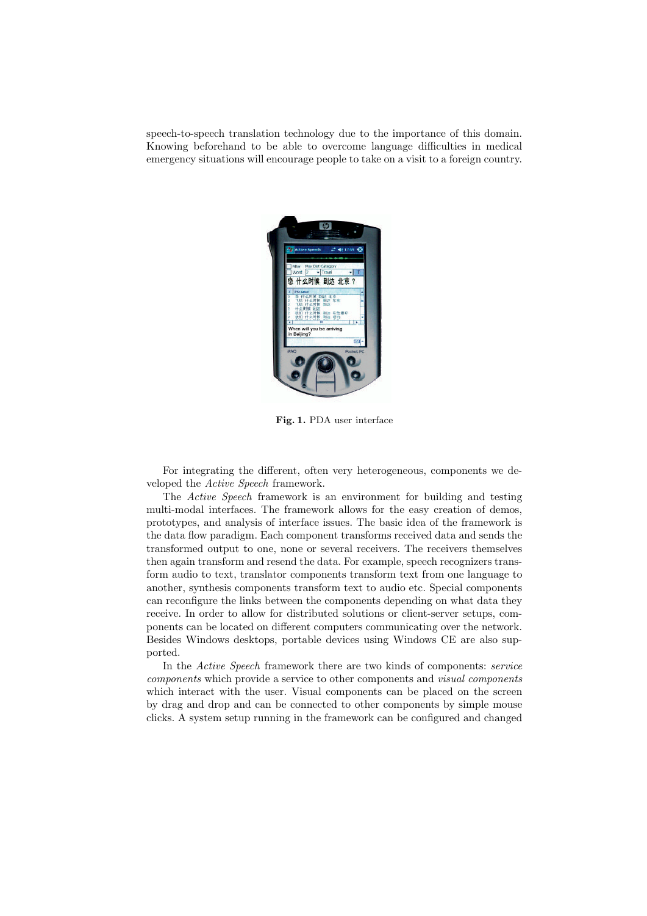speech-to-speech translation technology due to the importance of this domain. Knowing beforehand to be able to overcome language difficulties in medical emergency situations will encourage people to take on a visit to a foreign country.

**Fig. 1.** PDA user interface

For integrating the different, often very heterogeneous, components we developed the *Active Speech* framework.

The *Active Speech* framework is an environment for building and testing multi-modal interfaces. The framework allows for the easy creation of demos, prototypes, and analysis of interface issues. The basic idea of the framework is the data flow paradigm. Each component transforms received data and sends the transformed output to one, none or several receivers. The receivers themselves then again transform and resend the data. For example, speech recognizers transform audio to text, translator components transform text from one language to another, synthesis components transform text to audio etc. Special components can reconfigure the links between the components depending on what data they receive. In order to allow for distributed solutions or client-server setups, components can be located on different computers communicating over the network. Besides Windows desktops, portable devices using Windows CE are also supported.

In the *Active Speech* framework there are two kinds of components: *service components* which provide a service to other components and *visual components* which interact with the user. Visual components can be placed on the screen by drag and drop and can be connected to other components by simple mouse clicks. A system setup running in the framework can be configured and changed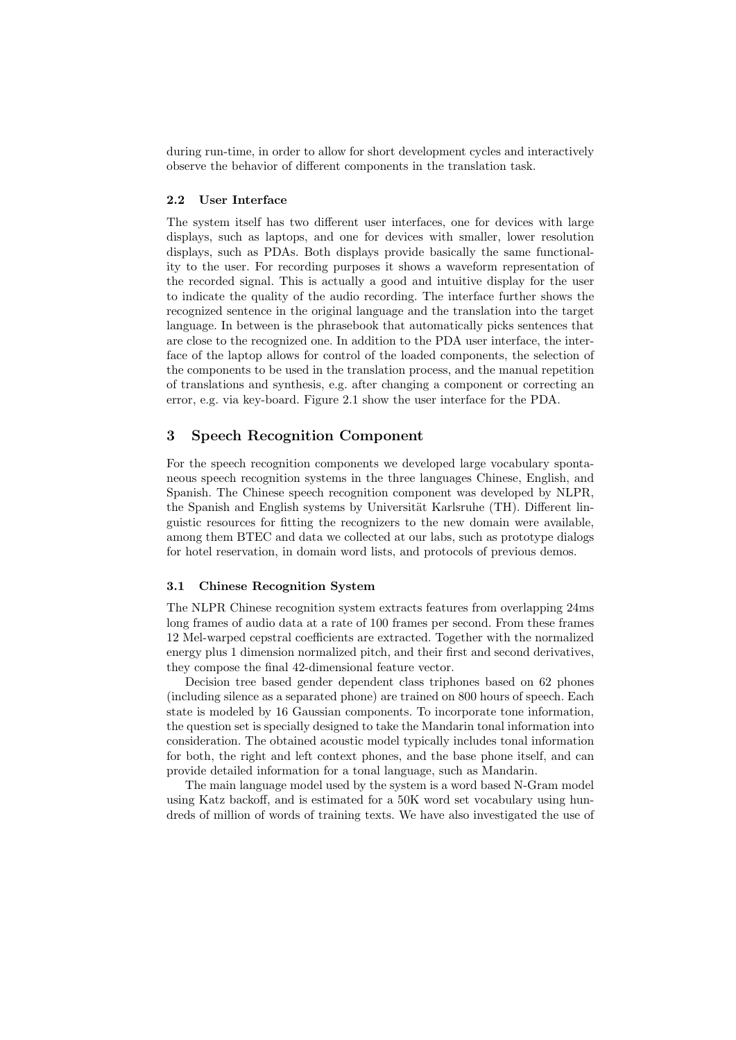during run-time, in order to allow for short development cycles and interactively observe the behavior of different components in the translation task.

### 2.2 User Interface

The system itself has two different user interfaces, one for devices with large displays, such as laptops, and one for devices with smaller, lower resolution displays, such as PDAs. Both displays provide basically the same functionality to the user. For recording purposes it shows a waveform representation of the recorded signal. This is actually a good and intuitive display for the user to indicate the quality of the audio recording. The interface further shows the recognized sentence in the original language and the translation into the target language. In between is the phrasebook that automatically picks sentences that are close to the recognized one. In addition to the PDA user interface, the interface of the laptop allows for control of the loaded components, the selection of the components to be used in the translation process, and the manual repetition of translations and synthesis, e.g. after changing a component or correcting an error, e.g. via key-board. Figure 2.1 show the user interface for the PDA.

## 3 Speech Recognition Component

For the speech recognition components we developed large vocabulary spontaneous speech recognition systems in the three languages Chinese, English, and Spanish. The Chinese speech recognition component was developed by NLPR, the Spanish and English systems by Universität Karlsruhe (TH). Different linguistic resources for fitting the recognizers to the new domain were available, among them BTEC and data we collected at our labs, such as prototype dialogs for hotel reservation, in domain word lists, and protocols of previous demos.

### 3.1 Chinese Recognition System

The NLPR Chinese recognition system extracts features from overlapping 24ms long frames of audio data at a rate of 100 frames per second. From these frames 12 Mel-warped cepstral coefficients are extracted. Together with the normalized energy plus 1 dimension normalized pitch, and their first and second derivatives, they compose the final 42-dimensional feature vector.

Decision tree based gender dependent class triphones based on 62 phones (including silence as a separated phone) are trained on 800 hours of speech. Each state is modeled by 16 Gaussian components. To incorporate tone information, the question set is specially designed to take the Mandarin tonal information into consideration. The obtained acoustic model typically includes tonal information for both, the right and left context phones, and the base phone itself, and can provide detailed information for a tonal language, such as Mandarin.

The main language model used by the system is a word based N-Gram model using Katz backoff, and is estimated for a 50K word set vocabulary using hundreds of million of words of training texts. We have also investigated the use of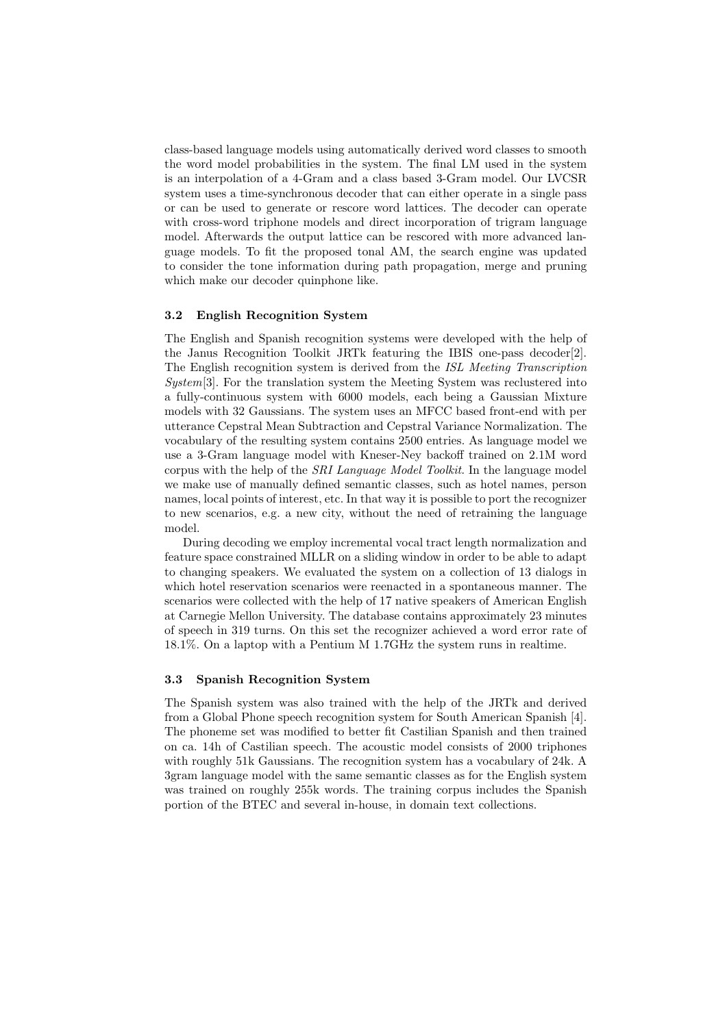class-based language models using automatically derived word classes to smooth the word model probabilities in the system. The final LM used in the system is an interpolation of a 4-Gram and a class based 3-Gram model. Our LVCSR system uses a time-synchronous decoder that can either operate in a single pass or can be used to generate or rescore word lattices. The decoder can operate with cross-word triphone models and direct incorporation of trigram language model. Afterwards the output lattice can be rescored with more advanced language models. To fit the proposed tonal AM, the search engine was updated to consider the tone information during path propagation, merge and pruning which make our decoder quinphone like.

### 3.2 English Recognition System

The English and Spanish recognition systems were developed with the help of the Janus Recognition Toolkit JRTk featuring the IBIS one-pass decoder[2]. The English recognition system is derived from the *ISL Meeting Transcription System*[3]. For the translation system the Meeting System was reclustered into a fully-continuous system with 6000 models, each being a Gaussian Mixture models with 32 Gaussians. The system uses an MFCC based front-end with per utterance Cepstral Mean Subtraction and Cepstral Variance Normalization. The vocabulary of the resulting system contains 2500 entries. As language model we use a 3-Gram language model with Kneser-Ney backoff trained on 2.1M word corpus with the help of the *SRI Language Model Toolkit*. In the language model we make use of manually defined semantic classes, such as hotel names, person names, local points of interest, etc. In that way it is possible to port the recognizer to new scenarios, e.g. a new city, without the need of retraining the language model.

During decoding we employ incremental vocal tract length normalization and feature space constrained MLLR on a sliding window in order to be able to adapt to changing speakers. We evaluated the system on a collection of 13 dialogs in which hotel reservation scenarios were reenacted in a spontaneous manner. The scenarios were collected with the help of 17 native speakers of American English at Carnegie Mellon University. The database contains approximately 23 minutes of speech in 319 turns. On this set the recognizer achieved a word error rate of 18.1%. On a laptop with a Pentium M 1.7GHz the system runs in realtime.

### 3.3 Spanish Recognition System

The Spanish system was also trained with the help of the JRTk and derived from a Global Phone speech recognition system for South American Spanish [4]. The phoneme set was modified to better fit Castilian Spanish and then trained on ca. 14h of Castilian speech. The acoustic model consists of 2000 triphones with roughly 51k Gaussians. The recognition system has a vocabulary of 24k. A 3gram language model with the same semantic classes as for the English system was trained on roughly 255k words. The training corpus includes the Spanish portion of the BTEC and several in-house, in domain text collections.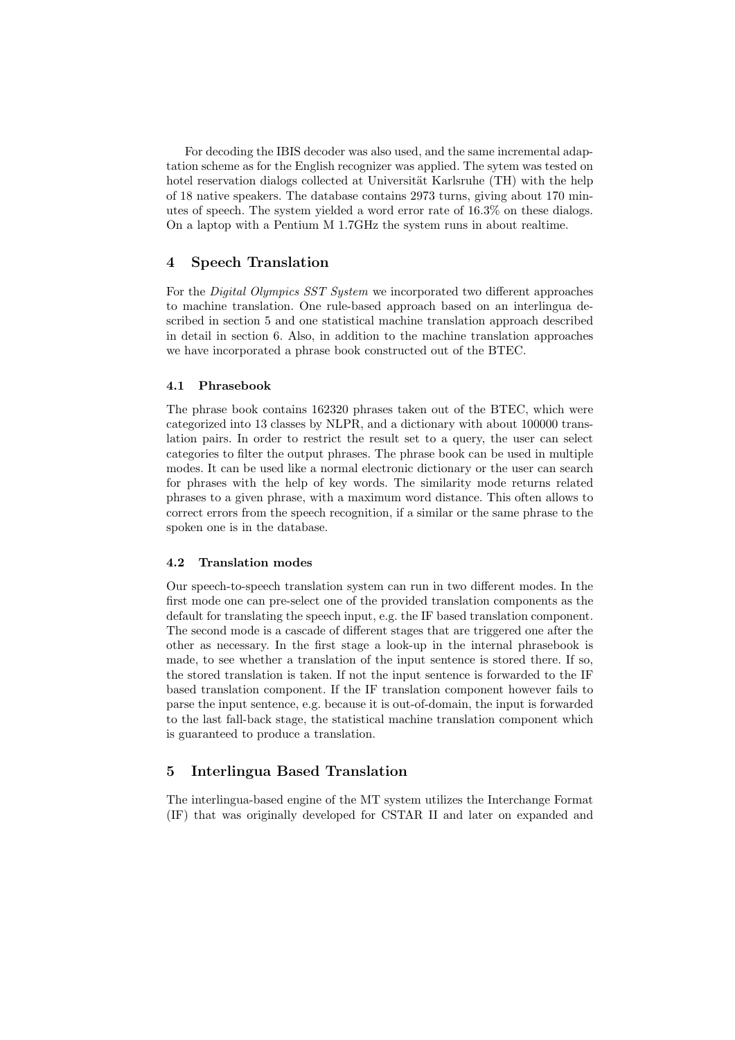For decoding the IBIS decoder was also used, and the same incremental adaptation scheme as for the English recognizer was applied. The sytem was tested on hotel reservation dialogs collected at Universität Karlsruhe (TH) with the help of 18 native speakers. The database contains 2973 turns, giving about 170 minutes of speech. The system yielded a word error rate of 16.3% on these dialogs. On a laptop with a Pentium M 1.7GHz the system runs in about realtime.

## 4 Speech Translation

For the *Digital Olympics SST System* we incorporated two different approaches to machine translation. One rule-based approach based on an interlingua described in section 5 and one statistical machine translation approach described in detail in section 6. Also, in addition to the machine translation approaches we have incorporated a phrase book constructed out of the BTEC.

### 4.1 Phrasebook

The phrase book contains 162320 phrases taken out of the BTEC, which were categorized into 13 classes by NLPR, and a dictionary with about 100000 translation pairs. In order to restrict the result set to a query, the user can select categories to filter the output phrases. The phrase book can be used in multiple modes. It can be used like a normal electronic dictionary or the user can search for phrases with the help of key words. The similarity mode returns related phrases to a given phrase, with a maximum word distance. This often allows to correct errors from the speech recognition, if a similar or the same phrase to the spoken one is in the database.

### 4.2 Translation modes

Our speech-to-speech translation system can run in two different modes. In the first mode one can pre-select one of the provided translation components as the default for translating the speech input, e.g. the IF based translation component. The second mode is a cascade of different stages that are triggered one after the other as necessary. In the first stage a look-up in the internal phrasebook is made, to see whether a translation of the input sentence is stored there. If so, the stored translation is taken. If not the input sentence is forwarded to the IF based translation component. If the IF translation component however fails to parse the input sentence, e.g. because it is out-of-domain, the input is forwarded to the last fall-back stage, the statistical machine translation component which is guaranteed to produce a translation.

## 5 Interlingua Based Translation

The interlingua-based engine of the MT system utilizes the Interchange Format (IF) that was originally developed for CSTAR II and later on expanded and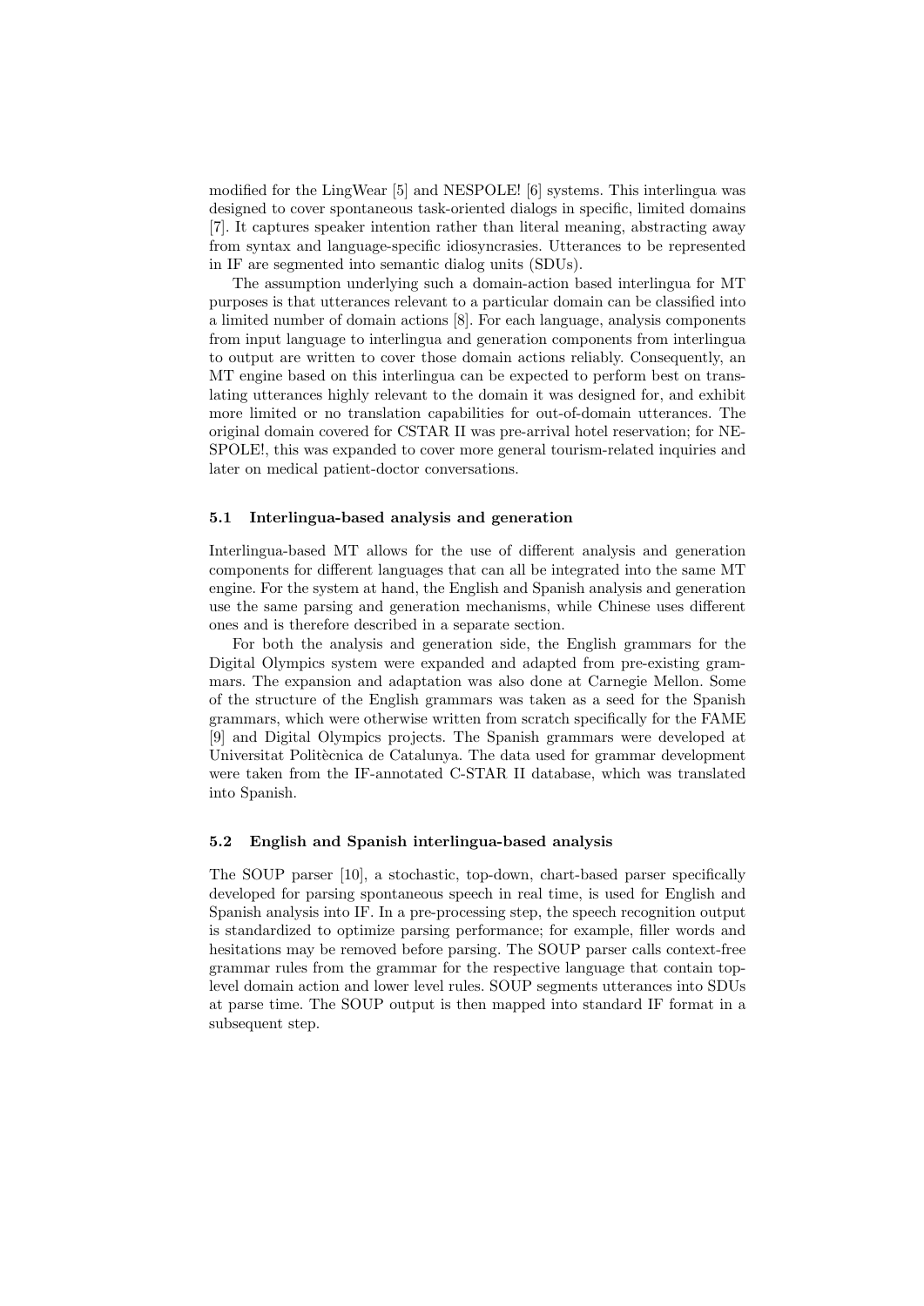modified for the LingWear [5] and NESPOLE! [6] systems. This interlingua was designed to cover spontaneous task-oriented dialogs in specific, limited domains [7]. It captures speaker intention rather than literal meaning, abstracting away from syntax and language-specific idiosyncrasies. Utterances to be represented in IF are segmented into semantic dialog units (SDUs).

The assumption underlying such a domain-action based interlingua for MT purposes is that utterances relevant to a particular domain can be classified into a limited number of domain actions [8]. For each language, analysis components from input language to interlingua and generation components from interlingua to output are written to cover those domain actions reliably. Consequently, an MT engine based on this interlingua can be expected to perform best on translating utterances highly relevant to the domain it was designed for, and exhibit more limited or no translation capabilities for out-of-domain utterances. The original domain covered for CSTAR II was pre-arrival hotel reservation; for NESPOLE!, this was expanded to cover more general tourism-related inquiries and later on medical patient-doctor conversations.

### 5.1 Interlingua-based analysis and generation

Interlingua-based MT allows for the use of different analysis and generation components for different languages that can all be integrated into the same MT engine. For the system at hand, the English and Spanish analysis and generation use the same parsing and generation mechanisms, while Chinese uses different ones and is therefore described in a separate section.

For both the analysis and generation side, the English grammars for the Digital Olympics system were expanded and adapted from pre-existing grammars. The expansion and adaptation was also done at Carnegie Mellon. Some of the structure of the English grammars was taken as a seed for the Spanish grammars, which were otherwise written from scratch specifically for the FAME [9] and Digital Olympics projects. The Spanish grammars were developed at Universitat Politècnica de Catalunya. The data used for grammar development were taken from the IF-annotated C-STAR II database, which was translated into Spanish.

### 5.2 English and Spanish interlingua-based analysis

The SOUP parser [10], a stochastic, top-down, chart-based parser specifically developed for parsing spontaneous speech in real time, is used for English and Spanish analysis into IF. In a pre-processing step, the speech recognition output is standardized to optimize parsing performance; for example, filler words and hesitations may be removed before parsing. The SOUP parser calls context-free grammar rules from the grammar for the respective language that contain top-level domain action and lower level rules. SOUP segments utterances into SDUs at parse time. The SOUP output is then mapped into standard IF format in a subsequent step.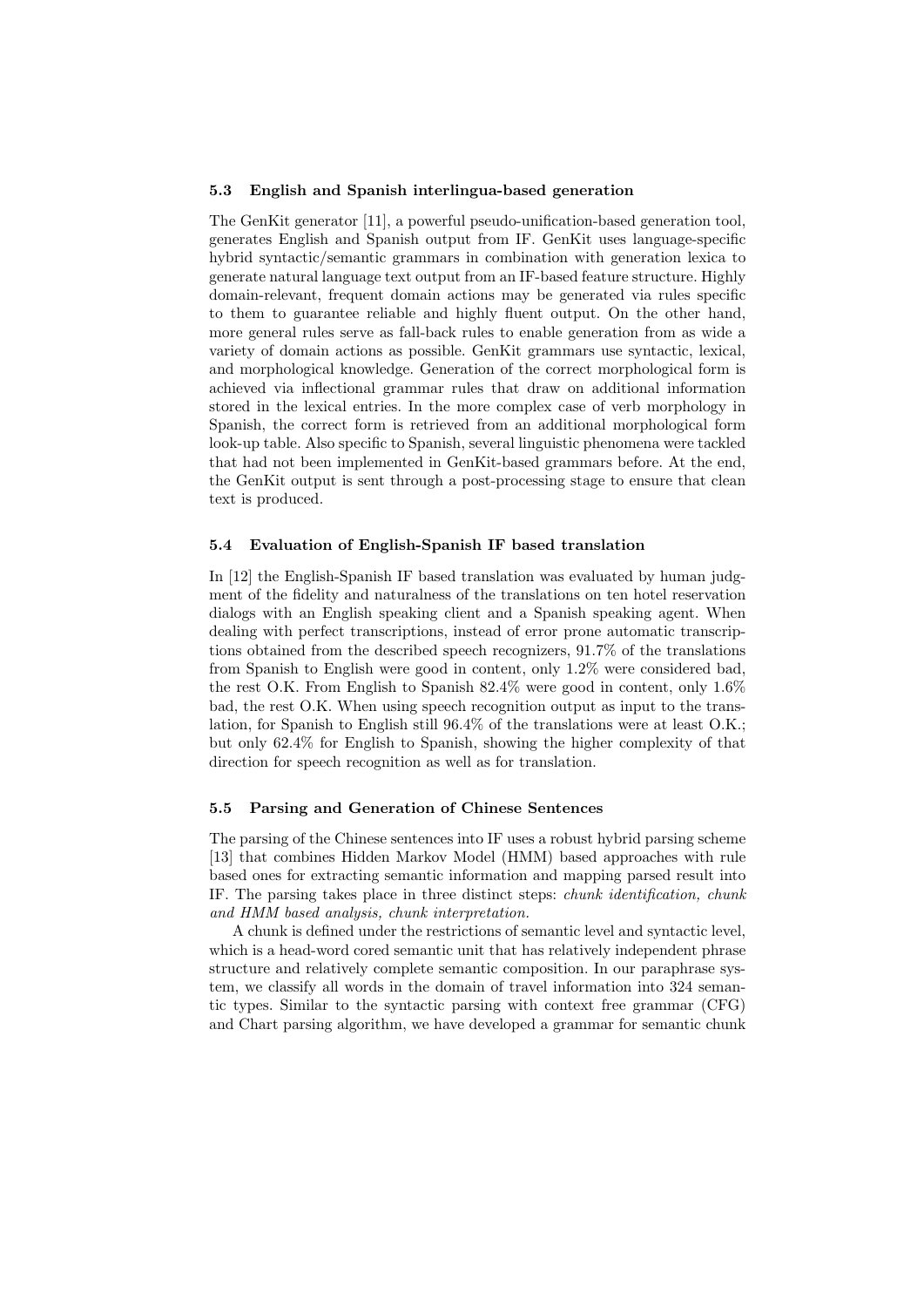### 5.3 English and Spanish interlingua-based generation

The GenKit generator [11], a powerful pseudo-unification-based generation tool, generates English and Spanish output from IF. GenKit uses language-specific hybrid syntactic/semantic grammars in combination with generation lexica to generate natural language text output from an IF-based feature structure. Highly domain-relevant, frequent domain actions may be generated via rules specific to them to guarantee reliable and highly fluent output. On the other hand, more general rules serve as fall-back rules to enable generation from as wide a variety of domain actions as possible. GenKit grammars use syntactic, lexical, and morphological knowledge. Generation of the correct morphological form is achieved via inflectional grammar rules that draw on additional information stored in the lexical entries. In the more complex case of verb morphology in Spanish, the correct form is retrieved from an additional morphological form look-up table. Also specific to Spanish, several linguistic phenomena were tackled that had not been implemented in GenKit-based grammars before. At the end, the GenKit output is sent through a post-processing stage to ensure that clean text is produced.

### 5.4 Evaluation of English-Spanish IF based translation

In [12] the English-Spanish IF based translation was evaluated by human judgment of the fidelity and naturalness of the translations on ten hotel reservation dialogs with an English speaking client and a Spanish speaking agent. When dealing with perfect transcriptions, instead of error prone automatic transcriptions obtained from the described speech recognizers, 91.7% of the translations from Spanish to English were good in content, only 1.2% were considered bad, the rest O.K. From English to Spanish 82.4% were good in content, only 1.6% bad, the rest O.K. When using speech recognition output as input to the translation, for Spanish to English still 96.4% of the translations were at least O.K.; but only 62.4% for English to Spanish, showing the higher complexity of that direction for speech recognition as well as for translation.

### 5.5 Parsing and Generation of Chinese Sentences

The parsing of the Chinese sentences into IF uses a robust hybrid parsing scheme [13] that combines Hidden Markov Model (HMM) based approaches with rule based ones for extracting semantic information and mapping parsed result into IF. The parsing takes place in three distinct steps: *chunk identification, chunk and HMM based analysis, chunk interpretation.*

A chunk is defined under the restrictions of semantic level and syntactic level, which is a head-word cored semantic unit that has relatively independent phrase structure and relatively complete semantic composition. In our paraphrase system, we classify all words in the domain of travel information into 324 semantic types. Similar to the syntactic parsing with context free grammar (CFG) and Chart parsing algorithm, we have developed a grammar for semantic chunk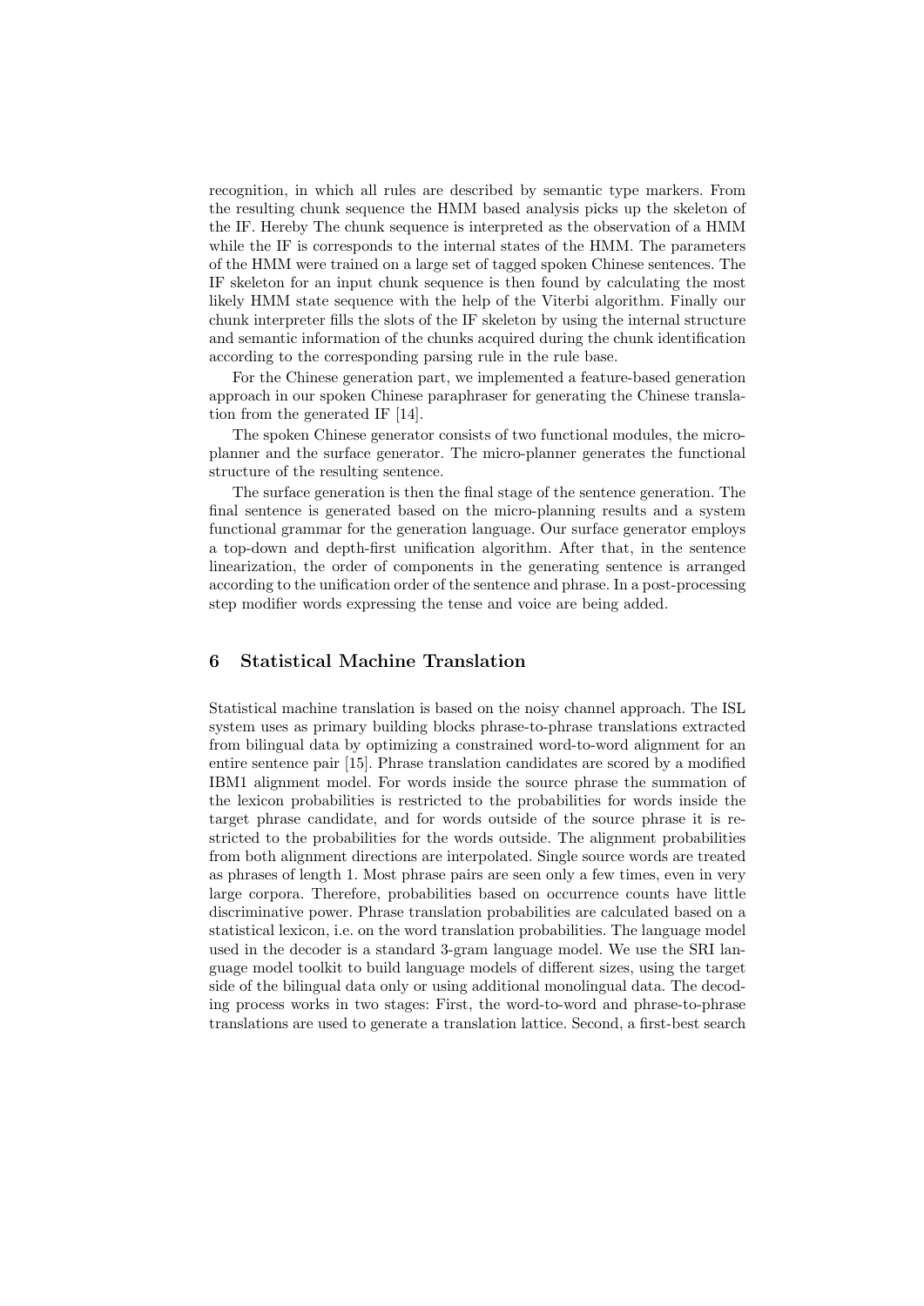recognition, in which all rules are described by semantic type markers. From the resulting chunk sequence the HMM based analysis picks up the skeleton of the IF. Hereby The chunk sequence is interpreted as the observation of a HMM while the IF is corresponds to the internal states of the HMM. The parameters of the HMM were trained on a large set of tagged spoken Chinese sentences. The IF skeleton for an input chunk sequence is then found by calculating the most likely HMM state sequence with the help of the Viterbi algorithm. Finally our chunk interpreter fills the slots of the IF skeleton by using the internal structure and semantic information of the chunks acquired during the chunk identification according to the corresponding parsing rule in the rule base.

For the Chinese generation part, we implemented a feature-based generation approach in our spoken Chinese paraphraser for generating the Chinese translation from the generated IF [14].

The spoken Chinese generator consists of two functional modules, the micro-planner and the surface generator. The micro-planner generates the functional structure of the resulting sentence.

The surface generation is then the final stage of the sentence generation. The final sentence is generated based on the micro-planning results and a system functional grammar for the generation language. Our surface generator employs a top-down and depth-first unification algorithm. After that, in the sentence linearization, the order of components in the generating sentence is arranged according to the unification order of the sentence and phrase. In a post-processing step modifier words expressing the tense and voice are being added.

## 6 Statistical Machine Translation

Statistical machine translation is based on the noisy channel approach. The ISL system uses as primary building blocks phrase-to-phrase translations extracted from bilingual data by optimizing a constrained word-to-word alignment for an entire sentence pair [15]. Phrase translation candidates are scored by a modified IBM1 alignment model. For words inside the source phrase the summation of the lexicon probabilities is restricted to the probabilities for words inside the target phrase candidate, and for words outside of the source phrase it is restricted to the probabilities for the words outside. The alignment probabilities from both alignment directions are interpolated. Single source words are treated as phrases of length 1. Most phrase pairs are seen only a few times, even in very large corpora. Therefore, probabilities based on occurrence counts have little discriminative power. Phrase translation probabilities are calculated based on a statistical lexicon, i.e. on the word translation probabilities. The language model used in the decoder is a standard 3-gram language model. We use the SRI language model toolkit to build language models of different sizes, using the target side of the bilingual data only or using additional monolingual data. The decoding process works in two stages: First, the word-to-word and phrase-to-phrase translations are used to generate a translation lattice. Second, a first-best search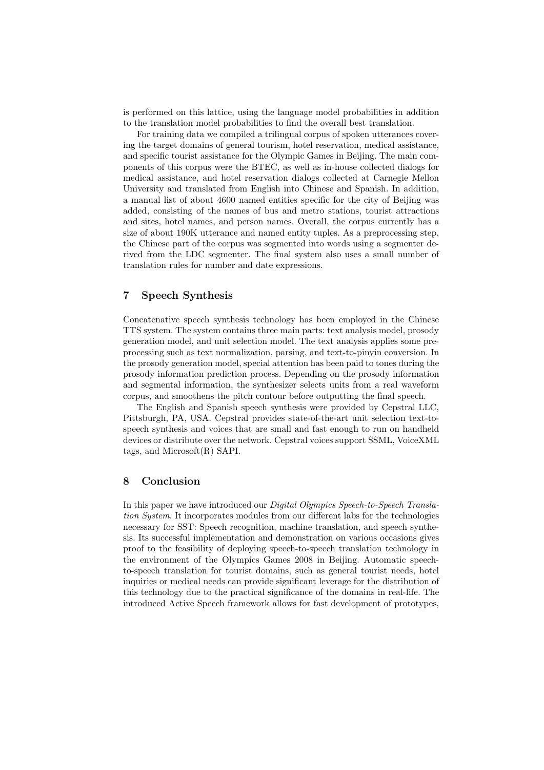is performed on this lattice, using the language model probabilities in addition to the translation model probabilities to find the overall best translation.

For training data we compiled a trilingual corpus of spoken utterances covering the target domains of general tourism, hotel reservation, medical assistance, and specific tourist assistance for the Olympic Games in Beijing. The main components of this corpus were the BTEC, as well as in-house collected dialogs for medical assistance, and hotel reservation dialogs collected at Carnegie Mellon University and translated from English into Chinese and Spanish. In addition, a manual list of about 4600 named entities specific for the city of Beijing was added, consisting of the names of bus and metro stations, tourist attractions and sites, hotel names, and person names. Overall, the corpus currently has a size of about 190K utterance and named entity tuples. As a preprocessing step, the Chinese part of the corpus was segmented into words using a segmenter derived from the LDC segmenter. The final system also uses a small number of translation rules for number and date expressions.

## 7 Speech Synthesis

Concatenative speech synthesis technology has been employed in the Chinese TTS system. The system contains three main parts: text analysis model, prosody generation model, and unit selection model. The text analysis applies some preprocessing such as text normalization, parsing, and text-to-pinyin conversion. In the prosody generation model, special attention has been paid to tones during the prosody information prediction process. Depending on the prosody information and segmental information, the synthesizer selects units from a real waveform corpus, and smoothens the pitch contour before outputting the final speech.

The English and Spanish speech synthesis were provided by Cepstral LLC, Pittsburgh, PA, USA. Cepstral provides state-of-the-art unit selection text-to-speech synthesis and voices that are small and fast enough to run on handheld devices or distribute over the network. Cepstral voices support SSML, VoiceXML tags, and Microsoft(R) SAPI.

## 8 Conclusion

In this paper we have introduced our *Digital Olympics Speech-to-Speech Translation System*. It incorporates modules from our different labs for the technologies necessary for SST: Speech recognition, machine translation, and speech synthesis. Its successful implementation and demonstration on various occasions gives proof to the feasibility of deploying speech-to-speech translation technology in the environment of the Olympics Games 2008 in Beijing. Automatic speech-to-speech translation for tourist domains, such as general tourist needs, hotel inquiries or medical needs can provide significant leverage for the distribution of this technology due to the practical significance of the domains in real-life. The introduced Active Speech framework allows for fast development of prototypes,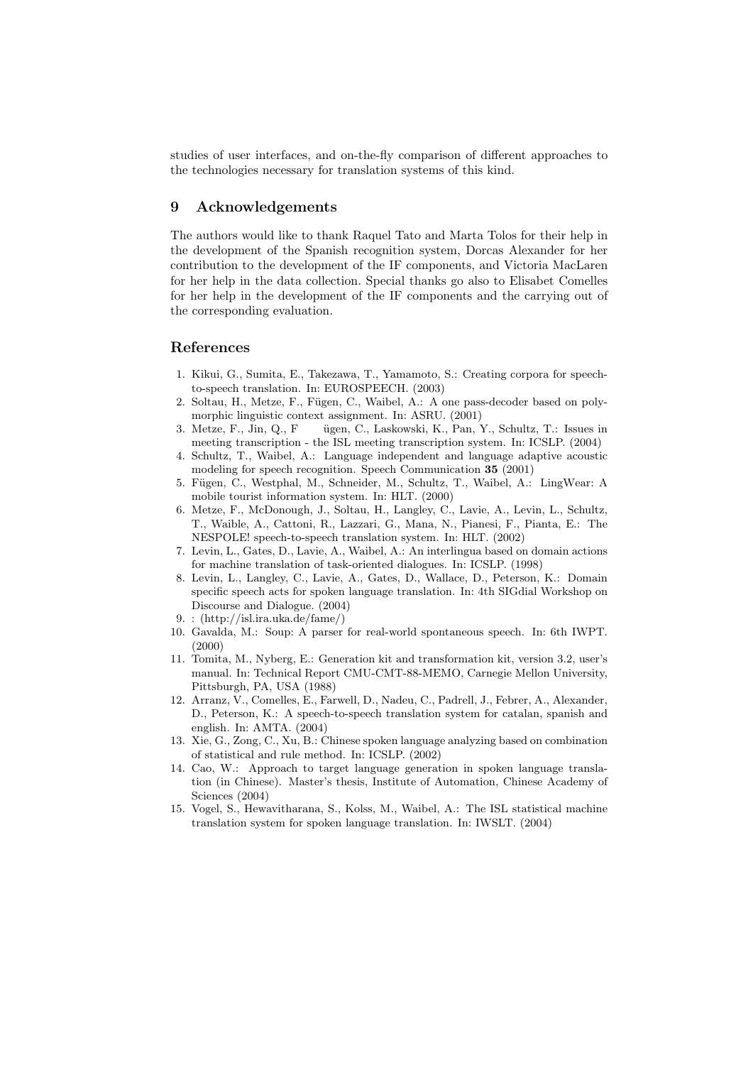studies of user interfaces, and on-the-fly comparison of different approaches to the technologies necessary for translation systems of this kind.

## 9 Acknowledgements

The authors would like to thank Raquel Tato and Marta Tolos for their help in the development of the Spanish recognition system, Dorcas Alexander for her contribution to the development of the IF components, and Victoria MacLaren for her help in the data collection. Special thanks go also to Elisabet Comelles for her help in the development of the IF components and the carrying out of the corresponding evaluation.

## References

1. Kikui, G., Sumita, E., Takezawa, T., Yamamoto, S.: Creating corpora for speech-to-speech translation. In: EUROSPEECH. (2003)
2. Soltau, H., Metze, F., Fügen, C., Waibel, A.: A one pass-decoder based on polymorphic linguistic context assignment. In: ASRU. (2001)
3. Metze, F., Jin, Q., F     ügen, C., Laskowski, K., Pan, Y., Schultz, T.: Issues in meeting transcription - the ISL meeting transcription system. In: ICSLP. (2004)
4. Schultz, T., Waibel, A.: Language independent and language adaptive acoustic modeling for speech recognition. Speech Communication **35** (2001)
5. Fügen, C., Westphal, M., Schneider, M., Schultz, T., Waibel, A.: LingWear: A mobile tourist information system. In: HLT. (2000)
6. Metze, F., McDonough, J., Soltau, H., Langley, C., Lavie, A., Levin, L., Schultz, T., Waible, A., Cattoni, R., Lazzari, G., Mana, N., Pianesi, F., Pianta, E.: The NESPOLE! speech-to-speech translation system. In: HLT. (2002)
7. Levin, L., Gates, D., Lavie, A., Waibel, A.: An interlingua based on domain actions for machine translation of task-oriented dialogues. In: ICSLP. (1998)
8. Levin, L., Langley, C., Lavie, A., Gates, D., Wallace, D., Peterson, K.: Domain specific speech acts for spoken language translation. In: 4th SIGdial Workshop on Discourse and Dialogue. (2004)
9. : (http://isl.ira.uka.de/fame/)
10. Gavalda, M.: Soup: A parser for real-world spontaneous speech. In: 6th IWPT. (2000)
11. Tomita, M., Nyberg, E.: Generation kit and transformation kit, version 3.2, user's manual. In: Technical Report CMU-CMT-88-MEMO, Carnegie Mellon University, Pittsburgh, PA, USA (1988)
12. Arranz, V., Comelles, E., Farwell, D., Nadeu, C., Padrell, J., Febrer, A., Alexander, D., Peterson, K.: A speech-to-speech translation system for catalan, spanish and english. In: AMTA. (2004)
13. Xie, G., Zong, C., Xu, B.: Chinese spoken language analyzing based on combination of statistical and rule method. In: ICSLP. (2002)
14. Cao, W.: Approach to target language generation in spoken language translation (in Chinese). Master's thesis, Institute of Automation, Chinese Academy of Sciences (2004)
15. Vogel, S., Hewavitharana, S., Kolss, M., Waibel, A.: The ISL statistical machine translation system for spoken language translation. In: IWSLT. (2004)